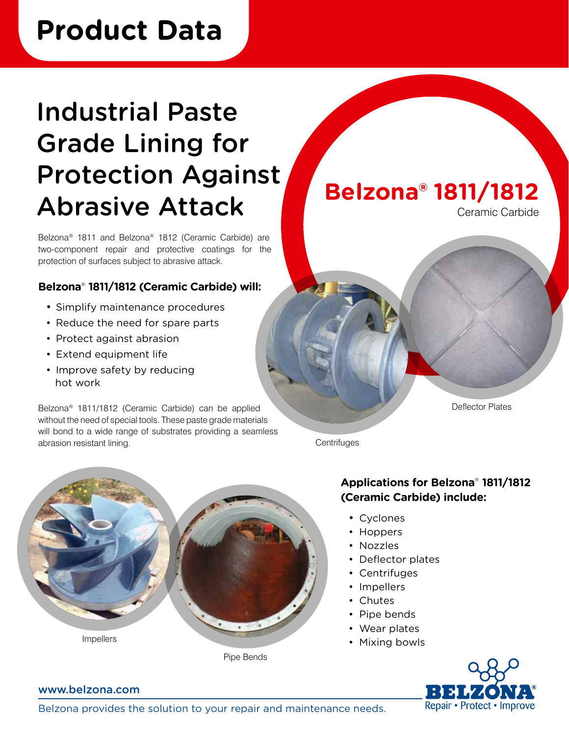# Product Data

# Industrial Paste Grade Lining for Protection Against Abrasive Attack

## Belzona® 1811/1812

Ceramic Carbide

Belzona® 1811 and Belzona® 1812 (Ceramic Carbide) are two-component repair and protective coatings for the protection of surfaces subject to abrasive attack.

### Belzona® 1811/1812 (Ceramic Carbide) will:

- Simplify maintenance procedures
- Reduce the need for spare parts
- Protect against abrasion
- Extend equipment life
- Improve safety by reducing hot work

Belzona® 1811/1812 (Ceramic Carbide) can be applied without the need of special tools. These paste grade materials will bond to a wide range of substrates providing a seamless abrasion resistant lining.

Centrifuges

Deflector Plates

Impellers

Pipe Bends

### Applications for Belzona® 1811/1812 (Ceramic Carbide) include:

- Cyclones
- Hoppers
- Nozzles
- Deflector plates
- Centrifuges
- Impellers
- Chutes
- Pipe bends
- Wear plates
- Mixing bowls

www.belzona.com

Belzona provides the solution to your repair and maintenance needs.

BELZONA® Repair • Protect • Improve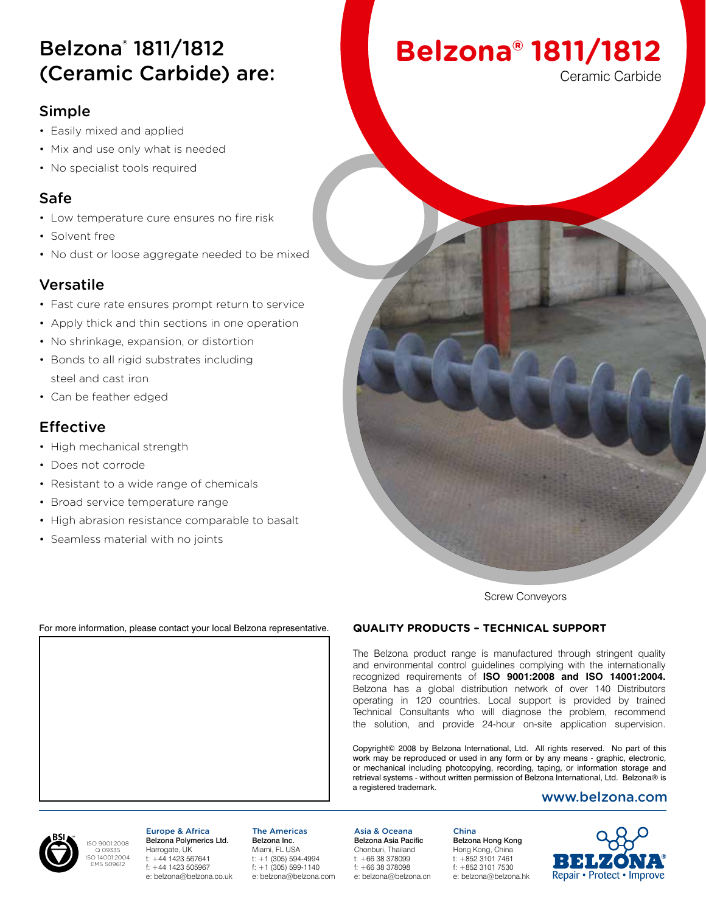# Belzona® 1811/1812 (Ceramic Carbide) are:

## Simple

- Easily mixed and applied
- Mix and use only what is needed
- No specialist tools required

## Safe

- Low temperature cure ensures no fire risk
- Solvent free
- No dust or loose aggregate needed to be mixed

## Versatile

- Fast cure rate ensures prompt return to service
- Apply thick and thin sections in one operation
- No shrinkage, expansion, or distortion
- Bonds to all rigid substrates including steel and cast iron
- Can be feather edged

## Effective

- High mechanical strength
- Does not corrode
- Resistant to a wide range of chemicals
- Broad service temperature range
- High abrasion resistance comparable to basalt
- Seamless material with no joints

**Belzona® 1811/1812**
Ceramic Carbide

Screw Conveyors

For more information, please contact your local Belzona representative.

## QUALITY PRODUCTS – TECHNICAL SUPPORT

The Belzona product range is manufactured through stringent quality and environmental control guidelines complying with the internationally recognized requirements of **ISO 9001:2008 and ISO 14001:2004.** Belzona has a global distribution network of over 140 Distributors operating in 120 countries. Local support is provided by trained Technical Consultants who will diagnose the problem, recommend the solution, and provide 24-hour on-site application supervision.

Copyright© 2008 by Belzona International, Ltd. All rights reserved. No part of this work may be reproduced or used in any form or by any means - graphic, electronic, or mechanical including photocopying, recording, taping, or information storage and retrieval systems - without written permission of Belzona International, Ltd. Belzona® is a registered trademark.

www.belzona.com

ISO 9001:2008
Q 09335
ISO 14001:2004
EMS 509612

**Europe & Africa**
Belzona Polymerics Ltd.
Harrogate, UK
t: +44 1423 567641
f: +44 1423 505967
e: belzona@belzona.co.uk

**The Americas**
Belzona Inc.
Miami, FL USA
t: +1 (305) 594-4994
f: +1 (305) 599-1140
e: belzona@belzona.com

**Asia & Oceana**
Belzona Asia Pacific
Chonburi, Thailand
t: +66 38 378099
f: +66 38 378098
e: belzona@belzona.cn

**China**
Belzona Hong Kong
Hong Kong, China
t: +852 3101 7461
f: +852 3101 7530
e: belzona@belzona.hk

BELZONA®
Repair • Protect • Improve